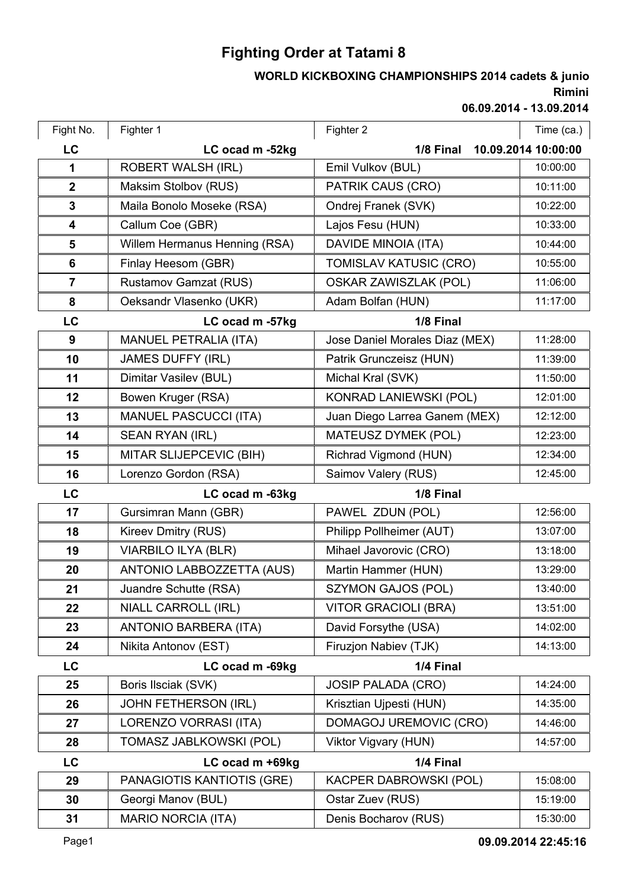# Fighting Order at Tatami 8

**WORLD KICKBOXING CHAMPIONSHIPS 2014 cadets & junio**
**Rimini**
**06.09.2014 - 13.09.2014**

| Fight No. | Fighter 1 | Fighter 2 | Time (ca.) |
|---|---|---|---|
| **LC** | **LC ocad m -52kg** | **1/8 Final** | **10.09.2014 10:00:00** |
| 1 | ROBERT WALSH (IRL) | Emil Vulkov (BUL) | 10:00:00 |
| 2 | Maksim Stolbov (RUS) | PATRIK CAUS (CRO) | 10:11:00 |
| 3 | Maila Bonolo Moseke (RSA) | Ondrej Franek (SVK) | 10:22:00 |
| 4 | Callum Coe (GBR) | Lajos Fesu (HUN) | 10:33:00 |
| 5 | Willem Hermanus Henning (RSA) | DAVIDE MINOIA (ITA) | 10:44:00 |
| 6 | Finlay Heesom (GBR) | TOMISLAV KATUSIC (CRO) | 10:55:00 |
| 7 | Rustamov Gamzat (RUS) | OSKAR ZAWISZLAK (POL) | 11:06:00 |
| 8 | Oeksandr Vlasenko (UKR) | Adam Bolfan (HUN) | 11:17:00 |
| **LC** | **LC ocad m -57kg** | **1/8 Final** | |
| 9 | MANUEL PETRALIA (ITA) | Jose Daniel Morales Diaz (MEX) | 11:28:00 |
| 10 | JAMES DUFFY (IRL) | Patrik Grunczeisz (HUN) | 11:39:00 |
| 11 | Dimitar Vasilev (BUL) | Michal Kral (SVK) | 11:50:00 |
| 12 | Bowen Kruger (RSA) | KONRAD LANIEWSKI (POL) | 12:01:00 |
| 13 | MANUEL PASCUCCI (ITA) | Juan Diego Larrea Ganem (MEX) | 12:12:00 |
| 14 | SEAN RYAN (IRL) | MATEUSZ DYMEK (POL) | 12:23:00 |
| 15 | MITAR SLIJEPCEVIC (BIH) | Richrad Vigmond (HUN) | 12:34:00 |
| 16 | Lorenzo Gordon (RSA) | Saimov Valery (RUS) | 12:45:00 |
| **LC** | **LC ocad m -63kg** | **1/8 Final** | |
| 17 | Gursimran Mann (GBR) | PAWEL ZDUN (POL) | 12:56:00 |
| 18 | Kireev Dmitry (RUS) | Philipp Pollheimer (AUT) | 13:07:00 |
| 19 | VIARBILO ILYA (BLR) | Mihael Javorovic (CRO) | 13:18:00 |
| 20 | ANTONIO LABBOZZETTA (AUS) | Martin Hammer (HUN) | 13:29:00 |
| 21 | Juandre Schutte (RSA) | SZYMON GAJOS (POL) | 13:40:00 |
| 22 | NIALL CARROLL (IRL) | VITOR GRACIOLI (BRA) | 13:51:00 |
| 23 | ANTONIO BARBERA (ITA) | David Forsythe (USA) | 14:02:00 |
| 24 | Nikita Antonov (EST) | Firuzjon Nabiev (TJK) | 14:13:00 |
| **LC** | **LC ocad m -69kg** | **1/4 Final** | |
| 25 | Boris Ilsciak (SVK) | JOSIP PALADA (CRO) | 14:24:00 |
| 26 | JOHN FETHERSON (IRL) | Krisztian Ujpesti (HUN) | 14:35:00 |
| 27 | LORENZO VORRASI (ITA) | DOMAGOJ UREMOVIC (CRO) | 14:46:00 |
| 28 | TOMASZ JABLKOWSKI (POL) | Viktor Vigvary (HUN) | 14:57:00 |
| **LC** | **LC ocad m +69kg** | **1/4 Final** | |
| 29 | PANAGIOTIS KANTIOTIS (GRE) | KACPER DABROWSKI (POL) | 15:08:00 |
| 30 | Georgi Manov (BUL) | Ostar Zuev (RUS) | 15:19:00 |
| 31 | MARIO NORCIA (ITA) | Denis Bocharov (RUS) | 15:30:00 |

**09.09.2014 22:45:16**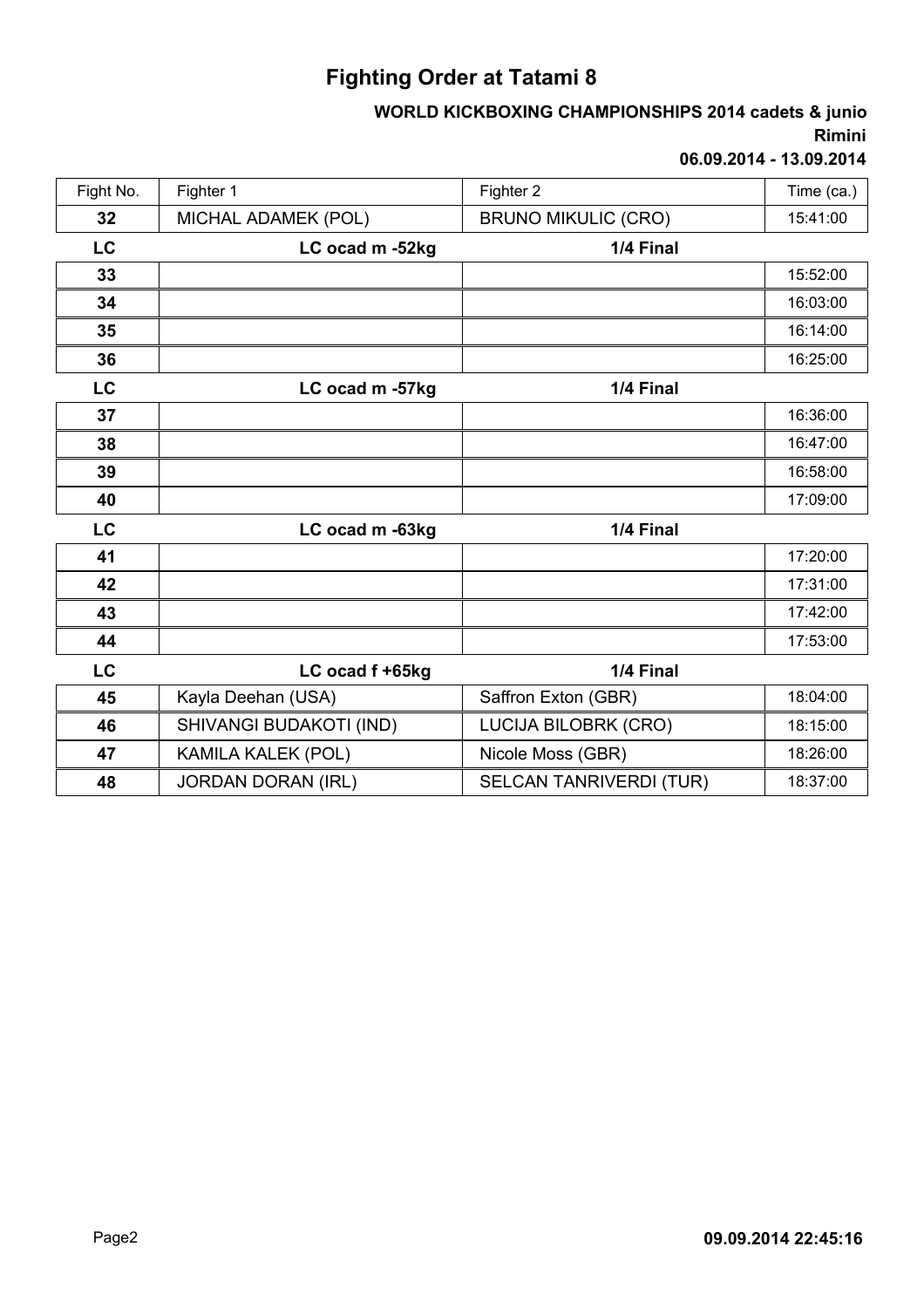# Fighting Order at Tatami 8

**WORLD KICKBOXING CHAMPIONSHIPS 2014 cadets & junio**
**Rimini**
**06.09.2014 - 13.09.2014**

| Fight No. | Fighter 1 | Fighter 2 | Time (ca.) |
|---|---|---|---|
| **32** | MICHAL ADAMEK (POL) | BRUNO MIKULIC (CRO) | 15:41:00 |
| **LC** | **LC ocad m -52kg** | **1/4 Final** | |
| **33** | | | 15:52:00 |
| **34** | | | 16:03:00 |
| **35** | | | 16:14:00 |
| **36** | | | 16:25:00 |
| **LC** | **LC ocad m -57kg** | **1/4 Final** | |
| **37** | | | 16:36:00 |
| **38** | | | 16:47:00 |
| **39** | | | 16:58:00 |
| **40** | | | 17:09:00 |
| **LC** | **LC ocad m -63kg** | **1/4 Final** | |
| **41** | | | 17:20:00 |
| **42** | | | 17:31:00 |
| **43** | | | 17:42:00 |
| **44** | | | 17:53:00 |
| **LC** | **LC ocad f +65kg** | **1/4 Final** | |
| **45** | Kayla Deehan (USA) | Saffron Exton (GBR) | 18:04:00 |
| **46** | SHIVANGI BUDAKOTI (IND) | LUCIJA BILOBRK (CRO) | 18:15:00 |
| **47** | KAMILA KALEK (POL) | Nicole Moss (GBR) | 18:26:00 |
| **48** | JORDAN DORAN (IRL) | SELCAN TANRIVERDI (TUR) | 18:37:00 |

**09.09.2014 22:45:16**